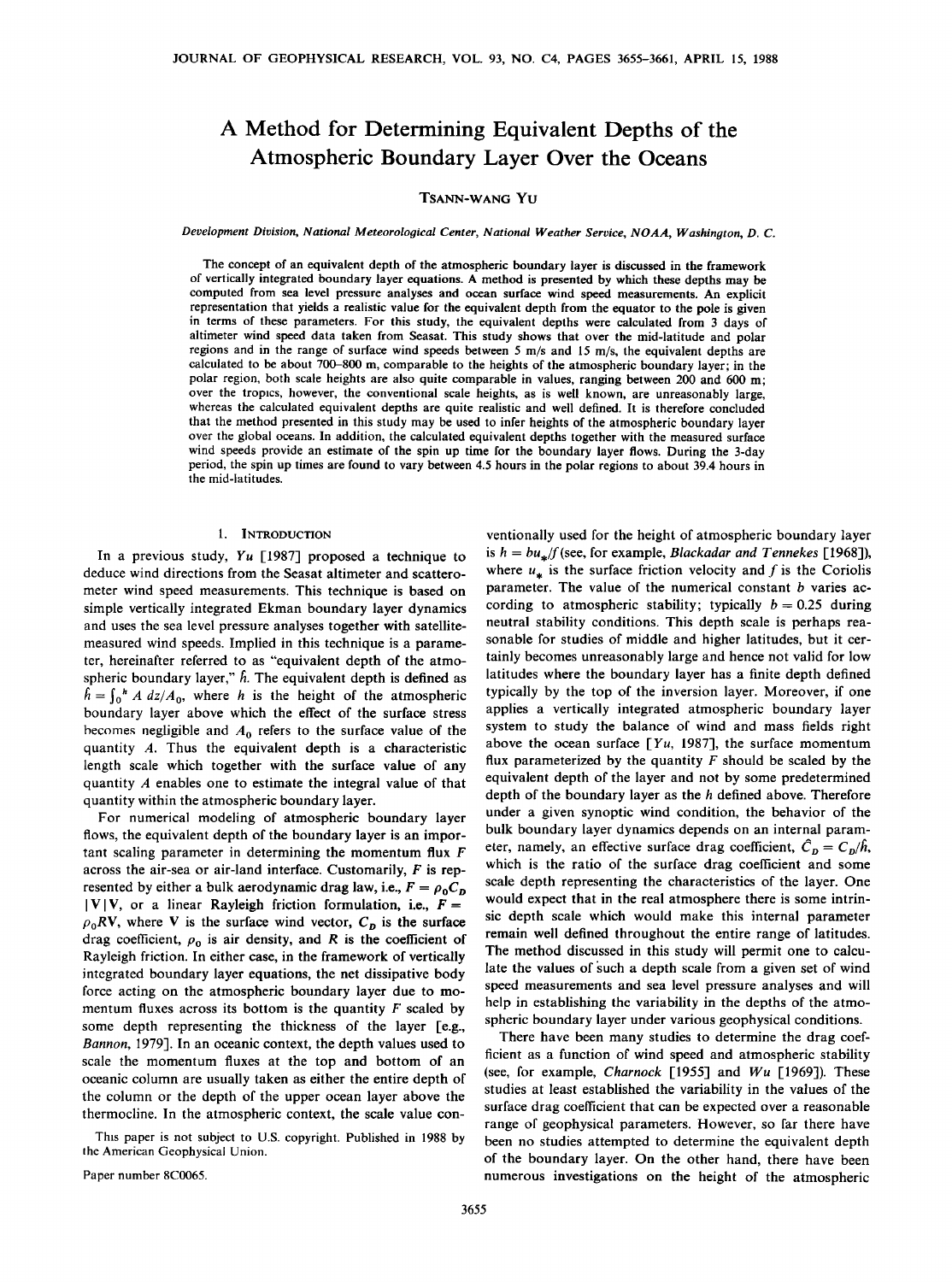# A Method for Determining Equivalent Depths of the Atmospheric Boundary Layer Over the Oceans

Tsann-wang Yu

*Development Division, National Meteorological Center, National Weather Service, NOAA, Washington, D. C.*

The concept of an equivalent depth of the atmospheric boundary layer is discussed in the framework of vertically integrated boundary layer equations. A method is presented by which these depths may be computed from sea level pressure analyses and ocean surface wind speed measurements. An explicit representation that yields a realistic value for the equivalent depth from the equator to the pole is given in terms of these parameters. For this study, the equivalent depths were calculated from 3 days of altimeter wind speed data taken from Seasat. This study shows that over the mid-latitude and polar regions and in the range of surface wind speeds between 5 m/s and 15 m/s, the equivalent depths are calculated to be about 700–800 m, comparable to the heights of the atmospheric boundary layer; in the polar region, both scale heights are also quite comparable in values, ranging between 200 and 600 m; over the tropics, however, the conventional scale heights, as is well known, are unreasonably large, whereas the calculated equivalent depths are quite realistic and well defined. It is therefore concluded that the method presented in this study may be used to infer heights of the atmospheric boundary layer over the global oceans. In addition, the calculated equivalent depths together with the measured surface wind speeds provide an estimate of the spin up time for the boundary layer flows. During the 3-day period, the spin up times are found to vary between 4.5 hours in the polar regions to about 39.4 hours in the mid-latitudes.

## 1. Introduction

In a previous study, *Yu* [1987] proposed a technique to deduce wind directions from the Seasat altimeter and scatterometer wind speed measurements. This technique is based on simple vertically integrated Ekman boundary layer dynamics and uses the sea level pressure analyses together with satellite-measured wind speeds. Implied in this technique is a parameter, hereinafter referred to as "equivalent depth of the atmospheric boundary layer," $\hat{h}$. The equivalent depth is defined as $\hat{h} = \int_0^h A\, dz/A_0$, where $h$ is the height of the atmospheric boundary layer above which the effect of the surface stress becomes negligible and $A_0$ refers to the surface value of the quantity $A$. Thus the equivalent depth is a characteristic length scale which together with the surface value of any quantity $A$ enables one to estimate the integral value of that quantity within the atmospheric boundary layer.

For numerical modeling of atmospheric boundary layer flows, the equivalent depth of the boundary layer is an important scaling parameter in determining the momentum flux $F$ across the air-sea or air-land interface. Customarily, $F$ is represented by either a bulk aerodynamic drag law, i.e., $F = \rho_0 C_D |\mathbf{V}|\mathbf{V}$, or a linear Rayleigh friction formulation, i.e., $F = \rho_0 R \mathbf{V}$, where $\mathbf{V}$ is the surface wind vector, $C_D$ is the surface drag coefficient, $\rho_0$ is air density, and $R$ is the coefficient of Rayleigh friction. In either case, in the framework of vertically integrated boundary layer equations, the net dissipative body force acting on the atmospheric boundary layer due to momentum fluxes across its bottom is the quantity $F$ scaled by some depth representing the thickness of the layer [e.g., *Bannon*, 1979]. In an oceanic context, the depth values used to scale the momentum fluxes at the top and bottom of an oceanic column are usually taken as either the entire depth of the column or the depth of the upper ocean layer above the thermocline. In the atmospheric context, the scale value conventionally used for the height of atmospheric boundary layer is $h = bu_*/f$ (see, for example, *Blackadar and Tennekes* [1968]), where $u_*$ is the surface friction velocity and $f$ is the Coriolis parameter. The value of the numerical constant $b$ varies according to atmospheric stability; typically $b = 0.25$ during neutral stability conditions. This depth scale is perhaps reasonable for studies of middle and higher latitudes, but it certainly becomes unreasonably large and hence not valid for low latitudes where the boundary layer has a finite depth defined typically by the top of the inversion layer. Moreover, if one applies a vertically integrated atmospheric boundary layer system to study the balance of wind and mass fields right above the ocean surface [*Yu*, 1987], the surface momentum flux parameterized by the quantity $F$ should be scaled by the equivalent depth of the layer and not by some predetermined depth of the boundary layer as the $h$ defined above. Therefore under a given synoptic wind condition, the behavior of the bulk boundary layer dynamics depends on an internal parameter, namely, an effective surface drag coefficient, $\hat{C}_D = C_D/\hat{h}$, which is the ratio of the surface drag coefficient and some scale depth representing the characteristics of the layer. One would expect that in the real atmosphere there is some intrinsic depth scale which would make this internal parameter remain well defined throughout the entire range of latitudes. The method discussed in this study will permit one to calculate the values of such a depth scale from a given set of wind speed measurements and sea level pressure analyses and will help in establishing the variability in the depths of the atmospheric boundary layer under various geophysical conditions.

There have been many studies to determine the drag coefficient as a function of wind speed and atmospheric stability (see, for example, *Charnock* [1955] and *Wu* [1969]). These studies at least established the variability in the values of the surface drag coefficient that can be expected over a reasonable range of geophysical parameters. However, so far there have been no studies attempted to determine the equivalent depth of the boundary layer. On the other hand, there have been numerous investigations on the height of the atmospheric

This paper is not subject to U.S. copyright. Published in 1988 by the American Geophysical Union.

Paper number 8C0065.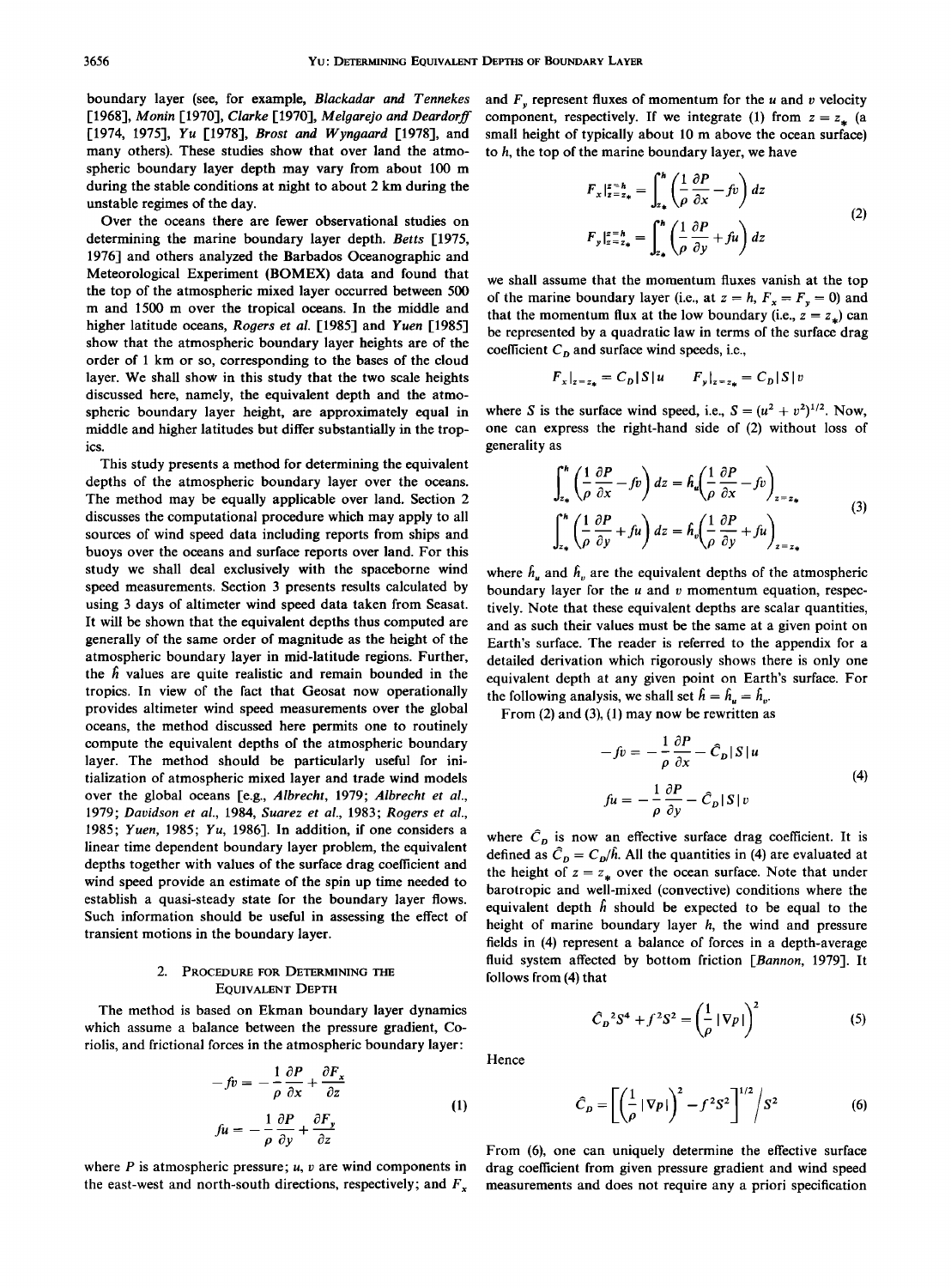boundary layer (see, for example, *Blackadar and Tennekes* [1968], *Monin* [1970], *Clarke* [1970], *Melgarejo and Deardorff* [1974, 1975], *Yu* [1978], *Brost and Wyngaard* [1978], and many others). These studies show that over land the atmospheric boundary layer depth may vary from about 100 m during the stable conditions at night to about 2 km during the unstable regimes of the day.

Over the oceans there are fewer observational studies on determining the marine boundary layer depth. *Betts* [1975, 1976] and others analyzed the Barbados Oceanographic and Meteorological Experiment (BOMEX) data and found that the top of the atmospheric mixed layer occurred between 500 m and 1500 m over the tropical oceans. In the middle and higher latitude oceans, *Rogers et al.* [1985] and *Yuen* [1985] show that the atmospheric boundary layer heights are of the order of 1 km or so, corresponding to the bases of the cloud layer. We shall show in this study that the two scale heights discussed here, namely, the equivalent depth and the atmospheric boundary layer height, are approximately equal in middle and higher latitudes but differ substantially in the tropics.

This study presents a method for determining the equivalent depths of the atmospheric boundary layer over the oceans. The method may be equally applicable over land. Section 2 discusses the computational procedure which may apply to all sources of wind speed data including reports from ships and buoys over the oceans and surface reports over land. For this study we shall deal exclusively with the spaceborne wind speed measurements. Section 3 presents results calculated by using 3 days of altimeter wind speed data taken from Seasat. It will be shown that the equivalent depths thus computed are generally of the same order of magnitude as the height of the atmospheric boundary layer in mid-latitude regions. Further, the $\hat{h}$ values are quite realistic and remain bounded in the tropics. In view of the fact that Geosat now operationally provides altimeter wind speed measurements over the global oceans, the method discussed here permits one to routinely compute the equivalent depths of the atmospheric boundary layer. The method should be particularly useful for initialization of atmospheric mixed layer and trade wind models over the global oceans [e.g., *Albrecht*, 1979; *Albrecht et al.*, 1979; *Davidson et al.*, 1984, *Suarez et al.*, 1983; *Rogers et al.*, 1985; *Yuen*, 1985; *Yu*, 1986]. In addition, if one considers a linear time dependent boundary layer problem, the equivalent depths together with values of the surface drag coefficient and wind speed provide an estimate of the spin up time needed to establish a quasi-steady state for the boundary layer flows. Such information should be useful in assessing the effect of transient motions in the boundary layer.

## 2. Procedure for Determining the Equivalent Depth

The method is based on Ekman boundary layer dynamics which assume a balance between the pressure gradient, Coriolis, and frictional forces in the atmospheric boundary layer:

$$
\begin{aligned}
-fv &= -\frac{1}{\rho}\frac{\partial P}{\partial x} + \frac{\partial F_x}{\partial z} \\
fu &= -\frac{1}{\rho}\frac{\partial P}{\partial y} + \frac{\partial F_y}{\partial z}
\end{aligned}
\tag{1}
$$

where $P$ is atmospheric pressure; $u$, $v$ are wind components in the east-west and north-south directions, respectively; and $F_x$ and $F_y$ represent fluxes of momentum for the $u$ and $v$ velocity component, respectively. If we integrate (1) from $z = z_*$ (a small height of typically about 10 m above the ocean surface) to $h$, the top of the marine boundary layer, we have

$$
\begin{aligned}
F_x\big|_{z=z_*}^{z=h} &= \int_{z_*}^{h}\left(\frac{1}{\rho}\frac{\partial P}{\partial x} - fv\right)dz \\
F_y\big|_{z=z_*}^{z=h} &= \int_{z_*}^{h}\left(\frac{1}{\rho}\frac{\partial P}{\partial y} + fu\right)dz
\end{aligned}
\tag{2}
$$

we shall assume that the momentum fluxes vanish at the top of the marine boundary layer (i.e., at $z = h$, $F_x = F_y = 0$) and that the momentum flux at the low boundary (i.e., $z = z_*$) can be represented by a quadratic law in terms of the surface drag coefficient $C_D$ and surface wind speeds, i.e.,

$$
F_x|_{z=z_*} = C_D|S|u \qquad F_y|_{z=z_*} = C_D|S|v
$$

where $S$ is the surface wind speed, i.e., $S = (u^2 + v^2)^{1/2}$. Now, one can express the right-hand side of (2) without loss of generality as

$$
\begin{aligned}
\int_{z_*}^{h}\left(\frac{1}{\rho}\frac{\partial P}{\partial x} - fv\right)dz &= \hat{h}_u\left(\frac{1}{\rho}\frac{\partial P}{\partial x} - fv\right)_{z=z_*} \\
\int_{z_*}^{h}\left(\frac{1}{\rho}\frac{\partial P}{\partial y} + fu\right)dz &= \hat{h}_v\left(\frac{1}{\rho}\frac{\partial P}{\partial y} + fu\right)_{z=z_*}
\end{aligned}
\tag{3}
$$

where $\hat{h}_u$ and $\hat{h}_v$ are the equivalent depths of the atmospheric boundary layer for the $u$ and $v$ momentum equation, respectively. Note that these equivalent depths are scalar quantities, and as such their values must be the same at a given point on Earth's surface. The reader is referred to the appendix for a detailed derivation which rigorously shows there is only one equivalent depth at any given point on Earth's surface. For the following analysis, we shall set $\hat{h} = \hat{h}_u = \hat{h}_v$.

From (2) and (3), (1) may now be rewritten as

$$
\begin{aligned}
-fv &= -\frac{1}{\rho}\frac{\partial P}{\partial x} - \hat{C}_D|S|u \\
fu &= -\frac{1}{\rho}\frac{\partial P}{\partial y} - \hat{C}_D|S|v
\end{aligned}
\tag{4}
$$

where $\hat{C}_D$ is now an effective surface drag coefficient. It is defined as $\hat{C}_D = C_D/\hat{h}$. All the quantities in (4) are evaluated at the height of $z = z_*$ over the ocean surface. Note that under barotropic and well-mixed (convective) conditions where the equivalent depth $\hat{h}$ should be expected to be equal to the height of marine boundary layer $h$, the wind and pressure fields in (4) represent a balance of forces in a depth-average fluid system affected by bottom friction [*Bannon*, 1979]. It follows from (4) that

$$
\hat{C}_D{}^2 S^4 + f^2 S^2 = \left(\frac{1}{\rho}|\nabla P|\right)^2 \tag{5}
$$

Hence

$$
\hat{C}_D = \left[\left(\frac{1}{\rho}|\nabla P|\right)^2 - f^2S^2\right]^{1/2} \Big/ S^2 \tag{6}
$$

From (6), one can uniquely determine the effective surface drag coefficient from given pressure gradient and wind speed measurements and does not require any a priori specification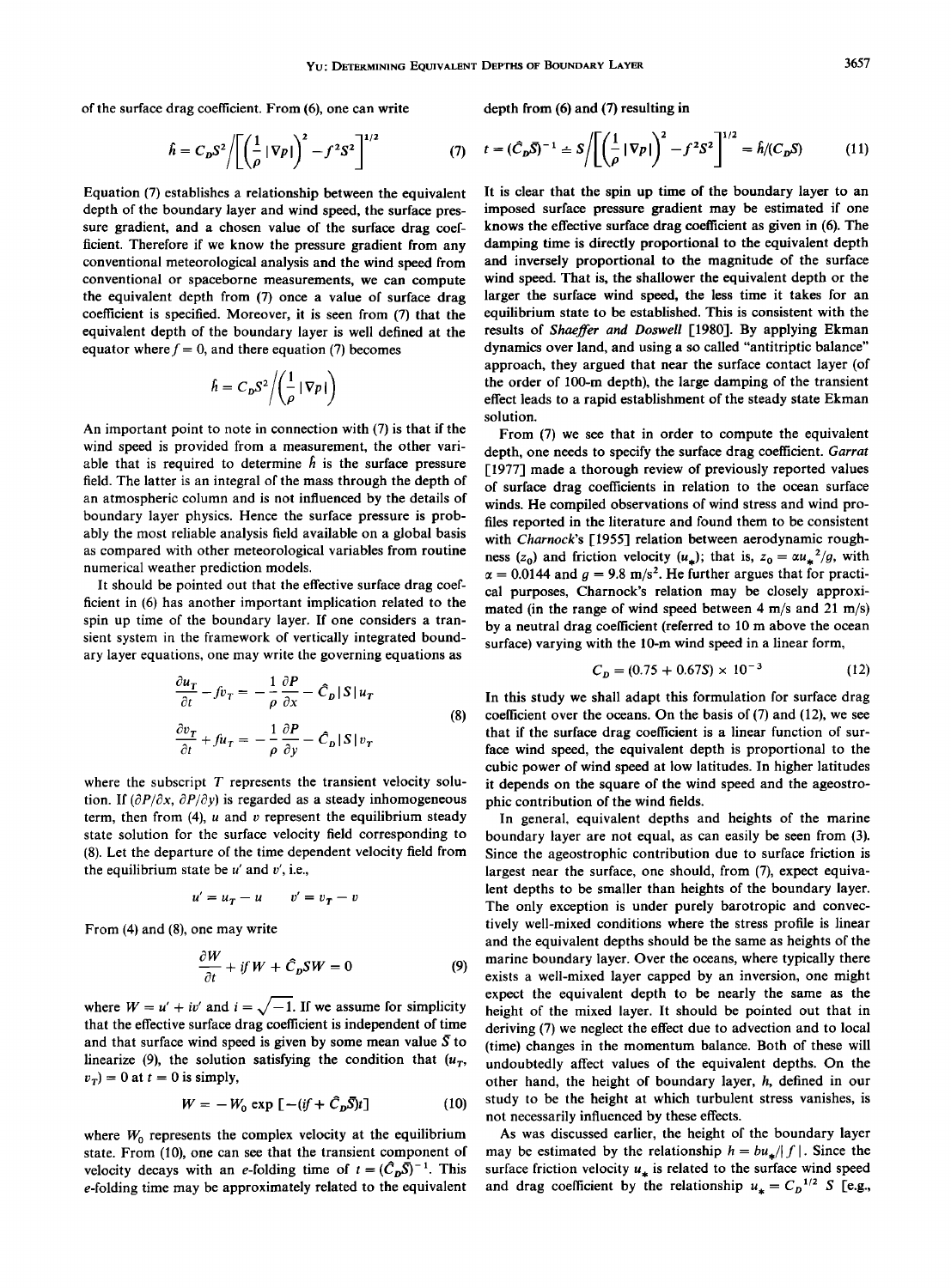of the surface drag coefficient. From (6), one can write

$$\hat{h} = C_D S^2 \bigg/ \left[ \left( \frac{1}{\rho} |\nabla P| \right)^2 - f^2 S^2 \right]^{1/2} \tag{7}$$

Equation (7) establishes a relationship between the equivalent depth of the boundary layer and wind speed, the surface pressure gradient, and a chosen value of the surface drag coefficient. Therefore if we know the pressure gradient from any conventional meteorological analysis and the wind speed from conventional or spaceborne measurements, we can compute the equivalent depth from (7) once a value of surface drag coefficient is specified. Moreover, it is seen from (7) that the equivalent depth of the boundary layer is well defined at the equator where $f = 0$, and there equation (7) becomes

$$\hat{h} = C_D S^2 \bigg/ \left( \frac{1}{\rho} |\nabla P| \right)$$

An important point to note in connection with (7) is that if the wind speed is provided from a measurement, the other variable that is required to determine $\hat{h}$ is the surface pressure field. The latter is an integral of the mass through the depth of an atmospheric column and is not influenced by the details of boundary layer physics. Hence the surface pressure is probably the most reliable analysis field available on a global basis as compared with other meteorological variables from routine numerical weather prediction models.

It should be pointed out that the effective surface drag coefficient in (6) has another important implication related to the spin up time of the boundary layer. If one considers a transient system in the framework of vertically integrated boundary layer equations, one may write the governing equations as

$$\begin{aligned} \frac{\partial u_T}{\partial t} - f v_T &= -\frac{1}{\rho}\frac{\partial P}{\partial x} - \hat{C}_D |S| u_T \\ \frac{\partial v_T}{\partial t} + f u_T &= -\frac{1}{\rho}\frac{\partial P}{\partial y} - \hat{C}_D |S| v_T \end{aligned} \tag{8}$$

where the subscript $T$ represents the transient velocity solution. If $(\partial P/\partial x, \partial P/\partial y)$ is regarded as a steady inhomogeneous term, then from (4), $u$ and $v$ represent the equilibrium steady state solution for the surface velocity field corresponding to (8). Let the departure of the time dependent velocity field from the equilibrium state be $u'$ and $v'$, i.e.,

$$u' = u_T - u \qquad v' = v_T - v$$

From (4) and (8), one may write

$$\frac{\partial W}{\partial t} + i f W + \hat{C}_D S W = 0 \tag{9}$$

where $W = u' + iv'$ and $i = \sqrt{-1}$. If we assume for simplicity that the effective surface drag coefficient is independent of time and that surface wind speed is given by some mean value $\bar{S}$ to linearize (9), the solution satisfying the condition that $(u_T, v_T) = 0$ at $t = 0$ is simply,

$$W = -W_0 \exp\left[-(if + \hat{C}_D \bar{S})t\right] \tag{10}$$

where $W_0$ represents the complex velocity at the equilibrium state. From (10), one can see that the transient component of velocity decays with an $e$-folding time of $t = (\hat{C}_D \bar{S})^{-1}$. This $e$-folding time may be approximately related to the equivalent depth from (6) and (7) resulting in

$$t = (\hat{C}_D \bar{S})^{-1} \doteq S \bigg/ \left[ \left( \frac{1}{\rho} |\nabla P| \right)^2 - f^2 S^2 \right]^{1/2} = \hat{h}/(C_D S) \tag{11}$$

It is clear that the spin up time of the boundary layer to an imposed surface pressure gradient may be estimated if one knows the effective surface drag coefficient as given in (6). The damping time is directly proportional to the equivalent depth and inversely proportional to the magnitude of the surface wind speed. That is, the shallower the equivalent depth or the larger the surface wind speed, the less time it takes for an equilibrium state to be established. This is consistent with the results of *Shaeffer and Doswell* [1980]. By applying Ekman dynamics over land, and using a so called "antitriptic balance" approach, they argued that near the surface contact layer (of the order of 100-m depth), the large damping of the transient effect leads to a rapid establishment of the steady state Ekman solution.

From (7) we see that in order to compute the equivalent depth, one needs to specify the surface drag coefficient. *Garrat* [1977] made a thorough review of previously reported values of surface drag coefficients in relation to the ocean surface winds. He compiled observations of wind stress and wind profiles reported in the literature and found them to be consistent with *Charnock's* [1955] relation between aerodynamic roughness ($z_0$) and friction velocity ($u_*$); that is, $z_0 = \alpha u_*^2/g$, with $\alpha = 0.0144$ and $g = 9.8$ m/s$^2$. He further argues that for practical purposes, Charnock's relation may be closely approximated (in the range of wind speed between 4 m/s and 21 m/s) by a neutral drag coefficient (referred to 10 m above the ocean surface) varying with the 10-m wind speed in a linear form,

$$C_D = (0.75 + 0.67S) \times 10^{-3} \tag{12}$$

In this study we shall adapt this formulation for surface drag coefficient over the oceans. On the basis of (7) and (12), we see that if the surface drag coefficient is a linear function of surface wind speed, the equivalent depth is proportional to the cubic power of wind speed at low latitudes. In higher latitudes it depends on the square of the wind speed and the ageostrophic contribution of the wind fields.

In general, equivalent depths and heights of the marine boundary layer are not equal, as can easily be seen from (3). Since the ageostrophic contribution due to surface friction is largest near the surface, one should, from (7), expect equivalent depths to be smaller than heights of the boundary layer. The only exception is under purely barotropic and convectively well-mixed conditions where the stress profile is linear and the equivalent depths should be the same as heights of the marine boundary layer. Over the oceans, where typically there exists a well-mixed layer capped by an inversion, one might expect the equivalent depth to be nearly the same as the height of the mixed layer. It should be pointed out that in deriving (7) we neglect the effect due to advection and to local (time) changes in the momentum balance. Both of these will undoubtedly affect values of the equivalent depths. On the other hand, the height of boundary layer, $h$, defined in our study to be the height at which turbulent stress vanishes, is not necessarily influenced by these effects.

As was discussed earlier, the height of the boundary layer may be estimated by the relationship $h = b u_*/|f|$. Since the surface friction velocity $u_*$ is related to the surface wind speed and drag coefficient by the relationship $u_* = C_D^{1/2} S$ [e.g.,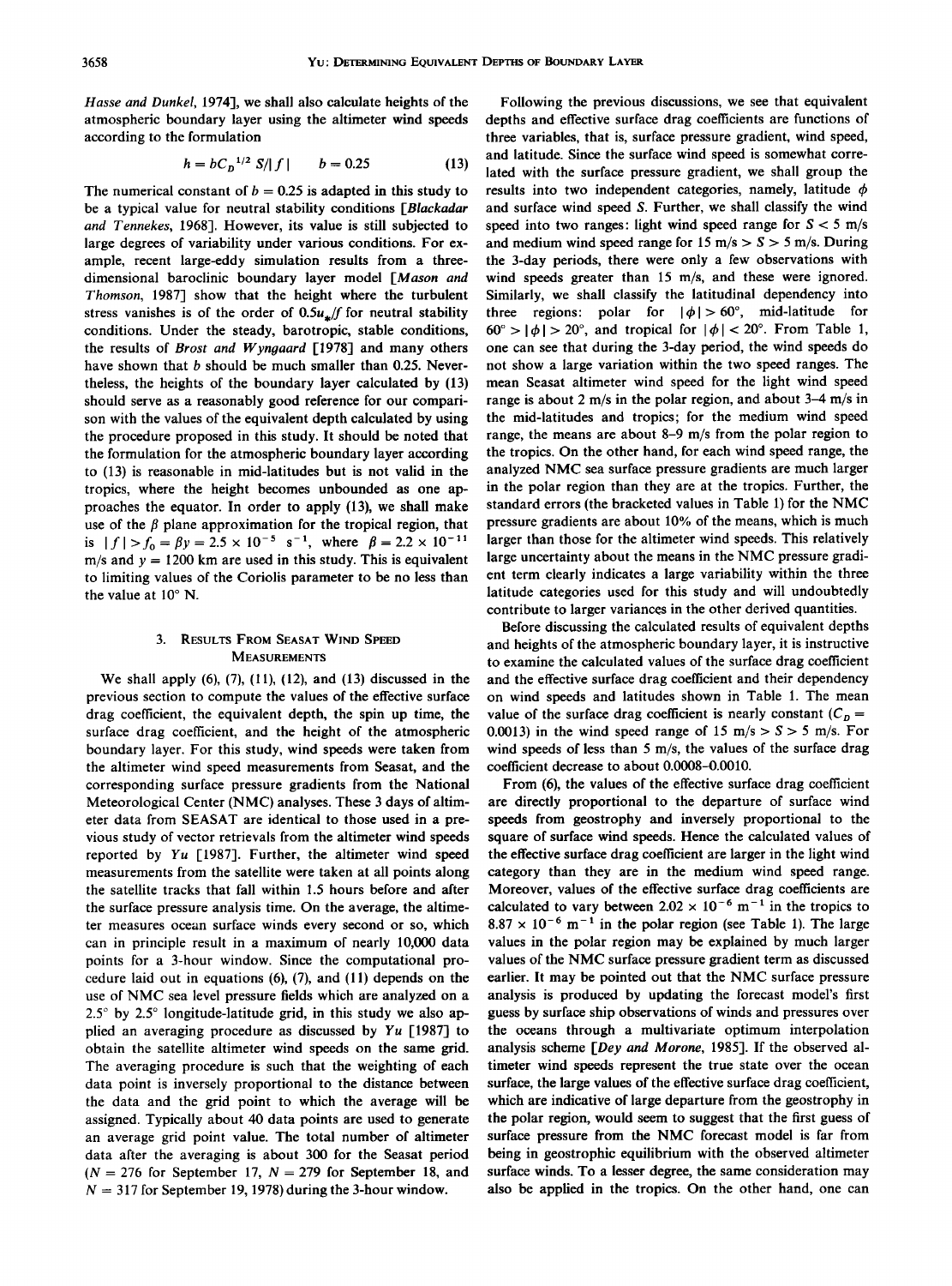*Hasse and Dunkel*, 1974], we shall also calculate heights of the atmospheric boundary layer using the altimeter wind speeds according to the formulation

$$h = bC_D^{1/2} S/|f| \qquad b = 0.25 \tag{13}$$

The numerical constant of $b = 0.25$ is adapted in this study to be a typical value for neutral stability conditions [*Blackadar and Tennekes*, 1968]. However, its value is still subjected to large degrees of variability under various conditions. For example, recent large-eddy simulation results from a three-dimensional baroclinic boundary layer model [*Mason and Thomson*, 1987] show that the height where the turbulent stress vanishes is of the order of $0.5u_*/f$ for neutral stability conditions. Under the steady, barotropic, stable conditions, the results of *Brost and Wyngaard* [1978] and many others have shown that $b$ should be much smaller than 0.25. Nevertheless, the heights of the boundary layer calculated by (13) should serve as a reasonably good reference for our comparison with the values of the equivalent depth calculated by using the procedure proposed in this study. It should be noted that the formulation for the atmospheric boundary layer according to (13) is reasonable in mid-latitudes but is not valid in the tropics, where the height becomes unbounded as one approaches the equator. In order to apply (13), we shall make use of the $\beta$ plane approximation for the tropical region, that is $|f| > f_0 = \beta y = 2.5 \times 10^{-5}$ s$^{-1}$, where $\beta = 2.2 \times 10^{-11}$ m/s and $y = 1200$ km are used in this study. This is equivalent to limiting values of the Coriolis parameter to be no less than the value at 10° N.

## 3. Results From Seasat Wind Speed Measurements

We shall apply (6), (7), (11), (12), and (13) discussed in the previous section to compute the values of the effective surface drag coefficient, the equivalent depth, the spin up time, the surface drag coefficient, and the height of the atmospheric boundary layer. For this study, wind speeds were taken from the altimeter wind speed measurements from Seasat, and the corresponding surface pressure gradients from the National Meteorological Center (NMC) analyses. These 3 days of altimeter data from SEASAT are identical to those used in a previous study of vector retrievals from the altimeter wind speeds reported by *Yu* [1987]. Further, the altimeter wind speed measurements from the satellite were taken at all points along the satellite tracks that fall within 1.5 hours before and after the surface pressure analysis time. On the average, the altimeter measures ocean surface winds every second or so, which can in principle result in a maximum of nearly 10,000 data points for a 3-hour window. Since the computational procedure laid out in equations (6), (7), and (11) depends on the use of NMC sea level pressure fields which are analyzed on a 2.5° by 2.5° longitude-latitude grid, in this study we also applied an averaging procedure as discussed by *Yu* [1987] to obtain the satellite altimeter wind speeds on the same grid. The averaging procedure is such that the weighting of each data point is inversely proportional to the distance between the data and the grid point to which the average will be assigned. Typically about 40 data points are used to generate an average grid point value. The total number of altimeter data after the averaging is about 300 for the Seasat period ($N = 276$ for September 17, $N = 279$ for September 18, and $N = 317$ for September 19, 1978) during the 3-hour window.

Following the previous discussions, we see that equivalent depths and effective surface drag coefficients are functions of three variables, that is, surface pressure gradient, wind speed, and latitude. Since the surface wind speed is somewhat correlated with the surface pressure gradient, we shall group the results into two independent categories, namely, latitude $\phi$ and surface wind speed $S$. Further, we shall classify the wind speed into two ranges: light wind speed range for $S < 5$ m/s and medium wind speed range for 15 m/s $> S >$ 5 m/s. During the 3-day periods, there were only a few observations with wind speeds greater than 15 m/s, and these were ignored. Similarly, we shall classify the latitudinal dependency into three regions: polar for $|\phi| > 60°$, mid-latitude for $60° > |\phi| > 20°$, and tropical for $|\phi| < 20°$. From Table 1, one can see that during the 3-day period, the wind speeds do not show a large variation within the two speed ranges. The mean Seasat altimeter wind speed for the light wind speed range is about 2 m/s in the polar region, and about 3–4 m/s in the mid-latitudes and tropics; for the medium wind speed range, the means are about 8–9 m/s from the polar region to the tropics. On the other hand, for each wind speed range, the analyzed NMC sea surface pressure gradients are much larger in the polar region than they are at the tropics. Further, the standard errors (the bracketed values in Table 1) for the NMC pressure gradients are about 10% of the means, which is much larger than those for the altimeter wind speeds. This relatively large uncertainty about the means in the NMC pressure gradient term clearly indicates a large variability within the three latitude categories used for this study and will undoubtedly contribute to larger variances in the other derived quantities.

Before discussing the calculated results of equivalent depths and heights of the atmospheric boundary layer, it is instructive to examine the calculated values of the surface drag coefficient and the effective surface drag coefficient and their dependency on wind speeds and latitudes shown in Table 1. The mean value of the surface drag coefficient is nearly constant ($C_D = 0.0013$) in the wind speed range of 15 m/s $> S >$ 5 m/s. For wind speeds of less than 5 m/s, the values of the surface drag coefficient decrease to about 0.0008–0.0010.

From (6), the values of the effective surface drag coefficient are directly proportional to the departure of surface wind speeds from geostrophy and inversely proportional to the square of surface wind speeds. Hence the calculated values of the effective surface drag coefficient are larger in the light wind category than they are in the medium wind speed range. Moreover, values of the effective surface drag coefficients are calculated to vary between $2.02 \times 10^{-6}$ m$^{-1}$ in the tropics to $8.87 \times 10^{-6}$ m$^{-1}$ in the polar region (see Table 1). The large values in the polar region may be explained by much larger values of the NMC surface pressure gradient term as discussed earlier. It may be pointed out that the NMC surface pressure analysis is produced by updating the forecast model's first guess by surface ship observations of winds and pressures over the oceans through a multivariate optimum interpolation analysis scheme [*Dey and Morone*, 1985]. If the observed altimeter wind speeds represent the true state over the ocean surface, the large values of the effective surface drag coefficient, which are indicative of large departure from the geostrophy in the polar region, would seem to suggest that the first guess of surface pressure from the NMC forecast model is far from being in geostrophic equilibrium with the observed altimeter surface winds. To a lesser degree, the same consideration may also be applied in the tropics. On the other hand, one can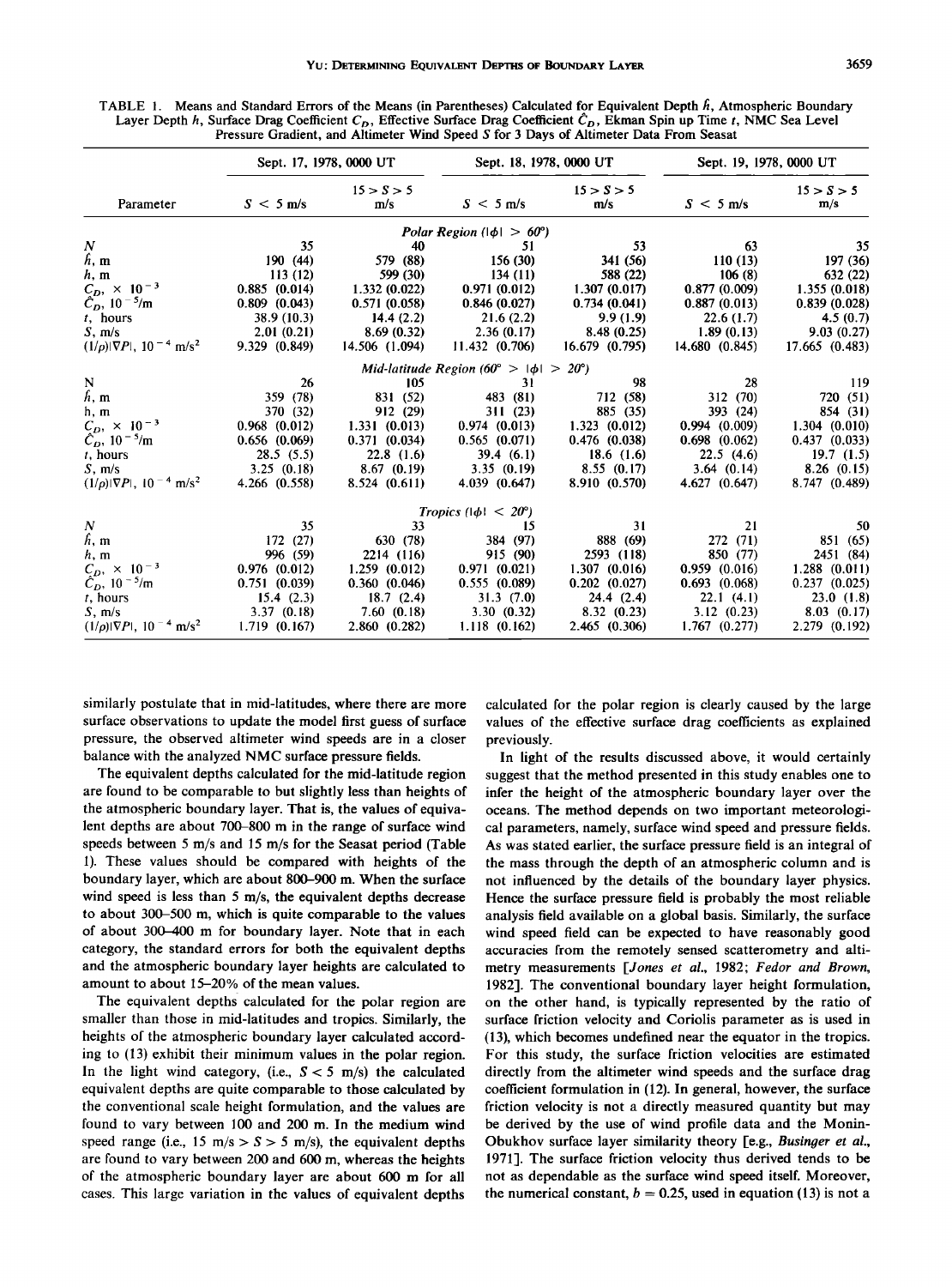TABLE 1. Means and Standard Errors of the Means (in Parentheses) Calculated for Equivalent Depth $\hat{h}$, Atmospheric Boundary Layer Depth $h$, Surface Drag Coefficient $C_D$, Effective Surface Drag Coefficient $\hat{C}_D$, Ekman Spin up Time $t$, NMC Sea Level Pressure Gradient, and Altimeter Wind Speed $S$ for 3 Days of Altimeter Data From Seasat

| Parameter | Sept. 17, 1978, 0000 UT | | Sept. 18, 1978, 0000 UT | | Sept. 19, 1978, 0000 UT | |
|---|---|---|---|---|---|---|
| | $S < 5$ m/s | $15 > S > 5$ m/s | $S < 5$ m/s | $15 > S > 5$ m/s | $S < 5$ m/s | $15 > S > 5$ m/s |
| | | | *Polar Region* ($\lvert\phi\rvert > 60°$) | | | |
| $N$ | 35 | 40 | 51 | 53 | 63 | 35 |
| $\hat{h}$, m | 190 (44) | 579 (88) | 156 (30) | 341 (56) | 110 (13) | 197 (36) |
| $h$, m | 113 (12) | 599 (30) | 134 (11) | 588 (22) | 106 (8) | 632 (22) |
| $C_D$, $\times 10^{-3}$ | 0.885 (0.014) | 1.332 (0.022) | 0.971 (0.012) | 1.307 (0.017) | 0.877 (0.009) | 1.355 (0.018) |
| $\hat{C}_D$, $10^{-5}$/m | 0.809 (0.043) | 0.571 (0.058) | 0.846 (0.027) | 0.734 (0.041) | 0.887 (0.013) | 0.839 (0.028) |
| $t$, hours | 38.9 (10.3) | 14.4 (2.2) | 21.6 (2.2) | 9.9 (1.9) | 22.6 (1.7) | 4.5 (0.7) |
| $S$, m/s | 2.01 (0.21) | 8.69 (0.32) | 2.36 (0.17) | 8.48 (0.25) | 1.89 (0.13) | 9.03 (0.27) |
| $(1/\rho)\lvert\nabla P\rvert$, $10^{-4}$ m/s$^2$ | 9.329 (0.849) | 14.506 (1.094) | 11.432 (0.706) | 16.679 (0.795) | 14.680 (0.845) | 17.665 (0.483) |
| | | | *Mid-latitude Region* ($60° > \lvert\phi\rvert > 20°$) | | | |
| N | 26 | 105 | 31 | 98 | 28 | 119 |
| $\hat{h}$, m | 359 (78) | 831 (52) | 483 (81) | 712 (58) | 312 (70) | 720 (51) |
| h, m | 370 (32) | 912 (29) | 311 (23) | 885 (35) | 393 (24) | 854 (31) |
| $C_D$, $\times 10^{-3}$ | 0.968 (0.012) | 1.331 (0.013) | 0.974 (0.013) | 1.323 (0.012) | 0.994 (0.009) | 1.304 (0.010) |
| $\hat{C}_D$, $10^{-5}$/m | 0.656 (0.069) | 0.371 (0.034) | 0.565 (0.071) | 0.476 (0.038) | 0.698 (0.062) | 0.437 (0.033) |
| $t$, hours | 28.5 (5.5) | 22.8 (1.6) | 39.4 (6.1) | 18.6 (1.6) | 22.5 (4.6) | 19.7 (1.5) |
| $S$, m/s | 3.25 (0.18) | 8.67 (0.19) | 3.35 (0.19) | 8.55 (0.17) | 3.64 (0.14) | 8.26 (0.15) |
| $(1/\rho)\lvert\nabla P\rvert$, $10^{-4}$ m/s$^2$ | 4.266 (0.558) | 8.524 (0.611) | 4.039 (0.647) | 8.910 (0.570) | 4.627 (0.647) | 8.747 (0.489) |
| | | | *Tropics* ($\lvert\phi\rvert < 20°$) | | | |
| $N$ | 35 | 33 | 15 | 31 | 21 | 50 |
| $\hat{h}$, m | 172 (27) | 630 (78) | 384 (97) | 888 (69) | 272 (71) | 851 (65) |
| $h$, m | 996 (59) | 2214 (116) | 915 (90) | 2593 (118) | 850 (77) | 2451 (84) |
| $C_D$, $\times 10^{-3}$ | 0.976 (0.012) | 1.259 (0.012) | 0.971 (0.021) | 1.307 (0.016) | 0.959 (0.016) | 1.288 (0.011) |
| $\hat{C}_D$, $10^{-5}$/m | 0.751 (0.039) | 0.360 (0.046) | 0.555 (0.089) | 0.202 (0.027) | 0.693 (0.068) | 0.237 (0.025) |
| $t$, hours | 15.4 (2.3) | 18.7 (2.4) | 31.3 (7.0) | 24.4 (2.4) | 22.1 (4.1) | 23.0 (1.8) |
| $S$, m/s | 3.37 (0.18) | 7.60 (0.18) | 3.30 (0.32) | 8.32 (0.23) | 3.12 (0.23) | 8.03 (0.17) |
| $(1/\rho)\lvert\nabla P\rvert$, $10^{-4}$ m/s$^2$ | 1.719 (0.167) | 2.860 (0.282) | 1.118 (0.162) | 2.465 (0.306) | 1.767 (0.277) | 2.279 (0.192) |

similarly postulate that in mid-latitudes, where there are more surface observations to update the model first guess of surface pressure, the observed altimeter wind speeds are in a closer balance with the analyzed NMC surface pressure fields.

The equivalent depths calculated for the mid-latitude region are found to be comparable to but slightly less than heights of the atmospheric boundary layer. That is, the values of equivalent depths are about 700–800 m in the range of surface wind speeds between 5 m/s and 15 m/s for the Seasat period (Table 1). These values should be compared with heights of the boundary layer, which are about 800–900 m. When the surface wind speed is less than 5 m/s, the equivalent depths decrease to about 300–500 m, which is quite comparable to the values of about 300–400 m for boundary layer. Note that in each category, the standard errors for both the equivalent depths and the atmospheric boundary layer heights are calculated to amount to about 15–20% of the mean values.

The equivalent depths calculated for the polar region are smaller than those in mid-latitudes and tropics. Similarly, the heights of the atmospheric boundary layer calculated according to (13) exhibit their minimum values in the polar region. In the light wind category, (i.e., $S < 5$ m/s) the calculated equivalent depths are quite comparable to those calculated by the conventional scale height formulation, and the values are found to vary between 100 and 200 m. In the medium wind speed range (i.e., 15 m/s $> S >$ 5 m/s), the equivalent depths are found to vary between 200 and 600 m, whereas the heights of the atmospheric boundary layer are about 600 m for all cases. This large variation in the values of equivalent depths calculated for the polar region is clearly caused by the large values of the effective surface drag coefficients as explained previously.

In light of the results discussed above, it would certainly suggest that the method presented in this study enables one to infer the height of the atmospheric boundary layer over the oceans. The method depends on two important meteorological parameters, namely, surface wind speed and pressure fields. As was stated earlier, the surface pressure field is an integral of the mass through the depth of an atmospheric column and is not influenced by the details of the boundary layer physics. Hence the surface pressure field is probably the most reliable analysis field available on a global basis. Similarly, the surface wind speed field can be expected to have reasonably good accuracies from the remotely sensed scatterometry and altimetry measurements [*Jones et al.*, 1982; *Fedor and Brown*, 1982]. The conventional boundary layer height formulation, on the other hand, is typically represented by the ratio of surface friction velocity and Coriolis parameter as is used in (13), which becomes undefined near the equator in the tropics. For this study, the surface friction velocities are estimated directly from the altimeter wind speeds and the surface drag coefficient formulation in (12). In general, however, the surface friction velocity is not a directly measured quantity but may be derived by the use of wind profile data and the Monin-Obukhov surface layer similarity theory [e.g., *Businger et al.*, 1971]. The surface friction velocity thus derived tends to be not as dependable as the surface wind speed itself. Moreover, the numerical constant, $b = 0.25$, used in equation (13) is not a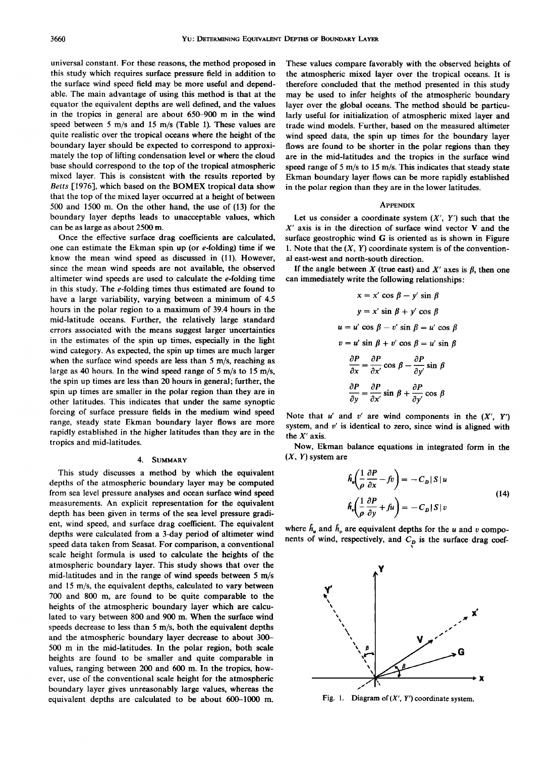universal constant. For these reasons, the method proposed in this study which requires surface pressure field in addition to the surface wind speed field may be more useful and dependable. The main advantage of using this method is that at the equator the equivalent depths are well defined, and the values in the tropics in general are about 650–900 m in the wind speed between 5 m/s and 15 m/s (Table 1). These values are quite realistic over the tropical oceans where the height of the boundary layer should be expected to correspond to approximately the top of lifting condensation level or where the cloud base should correspond to the top of the tropical atmospheric mixed layer. This is consistent with the results reported by *Betts* [1976], which based on the BOMEX tropical data show that the top of the mixed layer occurred at a height of between 500 and 1500 m. On the other hand, the use of (13) for the boundary layer depths leads to unacceptable values, which can be as large as about 2500 m.

Once the effective surface drag coefficients are calculated, one can estimate the Ekman spin up (or e-folding) time if we know the mean wind speed as discussed in (11). However, since the mean wind speeds are not available, the observed altimeter wind speeds are used to calculate the e-folding time in this study. The e-folding times thus estimated are found to have a large variability, varying between a minimum of 4.5 hours in the polar region to a maximum of 39.4 hours in the mid-latitude oceans. Further, the relatively large standard errors associated with the means suggest larger uncertainties in the estimates of the spin up times, especially in the light wind category. As expected, the spin up times are much larger when the surface wind speeds are less than 5 m/s, reaching as large as 40 hours. In the wind speed range of 5 m/s to 15 m/s, the spin up times are less than 20 hours in general; further, the spin up times are smaller in the polar region than they are in other latitudes. This indicates that under the same synoptic forcing of surface pressure fields in the medium wind speed range, steady state Ekman boundary layer flows are more rapidly established in the higher latitudes than they are in the tropics and mid-latitudes.

## 4. Summary

This study discusses a method by which the equivalent depths of the atmospheric boundary layer may be computed from sea level pressure analyses and ocean surface wind speed measurements. An explicit representation for the equivalent depth has been given in terms of the sea level pressure gradient, wind speed, and surface drag coefficient. The equivalent depths were calculated from a 3-day period of altimeter wind speed data taken from Seasat. For comparison, a conventional scale height formula is used to calculate the heights of the atmospheric boundary layer. This study shows that over the mid-latitudes and in the range of wind speeds between 5 m/s and 15 m/s, the equivalent depths, calculated to vary between 700 and 800 m, are found to be quite comparable to the heights of the atmospheric boundary layer which are calculated to vary between 800 and 900 m. When the surface wind speeds decrease to less than 5 m/s, both the equivalent depths and the atmospheric boundary layer decrease to about 300–500 m in the mid-latitudes. In the polar region, both scale heights are found to be smaller and quite comparable in values, ranging between 200 and 600 m. In the tropics, however, use of the conventional scale height for the atmospheric boundary layer gives unreasonably large values, whereas the equivalent depths are calculated to be about 600–1000 m. These values compare favorably with the observed heights of the atmospheric mixed layer over the tropical oceans. It is therefore concluded that the method presented in this study may be used to infer heights of the atmospheric boundary layer over the global oceans. The method should be particularly useful for initialization of atmospheric mixed layer and trade wind models. Further, based on the measured altimeter wind speed data, the spin up times for the boundary layer flows are found to be shorter in the polar regions than they are in the mid-latitudes and the tropics in the surface wind speed range of 5 m/s to 15 m/s. This indicates that steady state Ekman boundary layer flows can be more rapidly established in the polar region than they are in the lower latitudes.

## Appendix

Let us consider a coordinate system $(X', Y')$ such that the $X'$ axis is in the direction of surface wind vector $\mathbf{V}$ and the surface geostrophic wind $\mathbf{G}$ is oriented as is shown in Figure 1. Note that the $(X, Y)$ coordinate system is of the conventional east-west and north-south direction.

If the angle between $X$ (true east) and $X'$ axes is $\beta$, then one can immediately write the following relationships:

$$x = x' \cos \beta - y' \sin \beta$$

$$y = x' \sin \beta + y' \cos \beta$$

$$u = u' \cos \beta - v' \sin \beta = u' \cos \beta$$

$$v = u' \sin \beta + v' \cos \beta = u' \sin \beta$$

$$\frac{\partial P}{\partial x} = \frac{\partial P}{\partial x'} \cos \beta - \frac{\partial P}{\partial y'} \sin \beta$$

$$\frac{\partial P}{\partial y} = \frac{\partial P}{\partial x'} \sin \beta + \frac{\partial P}{\partial y'} \cos \beta$$

Note that $u'$ and $v'$ are wind components in the $(X', Y')$ system, and $v'$ is identical to zero, since wind is aligned with the $X'$ axis.

Now, Ekman balance equations in integrated form in the $(X, Y)$ system are

$$\hat{h}_u\left(\frac{1}{\rho}\frac{\partial P}{\partial x} - fv\right) = -C_D|S|u$$

$$\hat{h}_v\left(\frac{1}{\rho}\frac{\partial P}{\partial y} + fu\right) = -C_D|S|v \tag{14}$$

where $\hat{h}_u$ and $\hat{h}_v$ are equivalent depths for the $u$ and $v$ components of wind, respectively, and $C_D$ is the surface drag coef-

Fig. 1. Diagram of $(X', Y')$ coordinate system.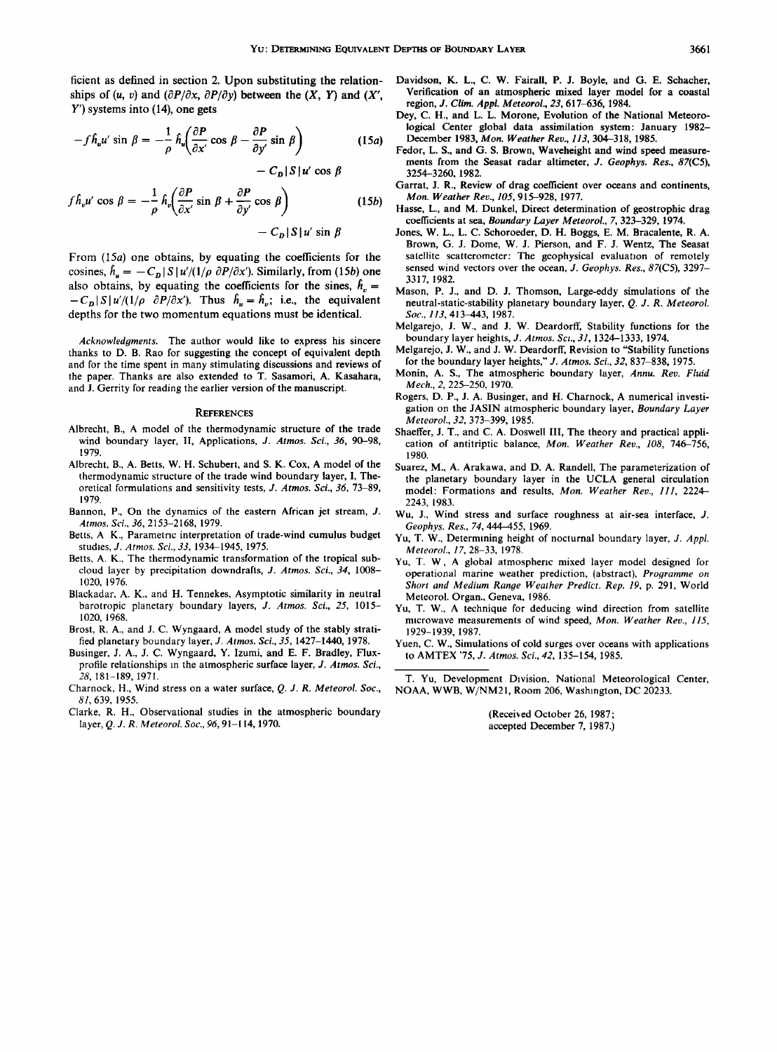ficient as defined in section 2. Upon substituting the relationships of $(u, v)$ and $(\partial P/\partial x, \partial P/\partial y)$ between the $(X, Y)$ and $(X', Y')$ systems into (14), one gets

$$-f\hat{h}_u u' \sin\beta = -\frac{1}{\rho}\hat{h}_u\left(\frac{\partial P}{\partial x'}\cos\beta - \frac{\partial P}{\partial y'}\sin\beta\right) - C_D|S|u'\cos\beta \tag{15a}$$

$$f\hat{h}_v u' \cos\beta = -\frac{1}{\rho}\hat{h}_v\left(\frac{\partial P}{\partial x'}\sin\beta + \frac{\partial P}{\partial y'}\cos\beta\right) - C_D|S|u'\sin\beta \tag{15b}$$

From (15a) one obtains, by equating the coefficients for the cosines, $\hat{h}_u = -C_D|S|u'/(1/\rho\ \partial P/\partial x')$. Similarly, from (15b) one also obtains, by equating the coefficients for the sines, $\hat{h}_v = -C_D|S|u'/(1/\rho\ \partial P/\partial x')$. Thus $\hat{h}_u = \hat{h}_v$; i.e., the equivalent depths for the two momentum equations must be identical.

*Acknowledgments.* The author would like to express his sincere thanks to D. B. Rao for suggesting the concept of equivalent depth and for the time spent in many stimulating discussions and reviews of the paper. Thanks are also extended to T. Sasamori, A. Kasahara, and J. Gerrity for reading the earlier version of the manuscript.

## References

Albrecht, B., A model of the thermodynamic structure of the trade wind boundary layer, II, Applications, *J. Atmos. Sci.*, *36*, 90–98, 1979.

Albrecht, B., A. Betts, W. H. Schubert, and S. K. Cox, A model of the thermodynamic structure of the trade wind boundary layer, I, Theoretical formulations and sensitivity tests, *J. Atmos. Sci.*, *36*, 73–89, 1979.

Bannon, P., On the dynamics of the eastern African jet stream, *J. Atmos. Sci.*, *36*, 2153–2168, 1979.

Betts, A. K., Parametric interpretation of trade-wind cumulus budget studies, *J. Atmos. Sci.*, *33*, 1934–1945, 1975.

Betts, A. K., The thermodynamic transformation of the tropical subcloud layer by precipitation downdrafts, *J. Atmos. Sci.*, *34*, 1008–1020, 1976.

Blackadar, A. K., and H. Tennekes, Asymptotic similarity in neutral barotropic planetary boundary layers, *J. Atmos. Sci.*, *25*, 1015–1020, 1968.

Brost, R. A., and J. C. Wyngaard, A model study of the stably stratified planetary boundary layer, *J. Atmos. Sci.*, *35*, 1427–1440, 1978.

Businger, J. A., J. C. Wyngaard, Y. Izumi, and E. F. Bradley, Flux-profile relationships in the atmospheric surface layer, *J. Atmos. Sci.*, *28*, 181–189, 1971.

Charnock, H., Wind stress on a water surface, *Q. J. R. Meteorol. Soc.*, *81*, 639, 1955.

Clarke, R. H., Observational studies in the atmospheric boundary layer, *Q. J. R. Meteorol. Soc.*, *96*, 91–114, 1970.

Davidson, K. L., C. W. Fairall, P. J. Boyle, and G. E. Schacher, Verification of an atmospheric mixed layer model for a coastal region, *J. Clim. Appl. Meteorol.*, *23*, 617–636, 1984.

Dey, C. H., and L. L. Morone, Evolution of the National Meteorological Center global data assimilation system: January 1982–December 1983, *Mon. Weather Rev.*, *113*, 304–318, 1985.

Fedor, L. S., and G. S. Brown, Waveheight and wind speed measurements from the Seasat radar altimeter, *J. Geophys. Res.*, *87*(C5), 3254–3260, 1982.

Garrat, J. R., Review of drag coefficient over oceans and continents, *Mon. Weather Rev.*, *105*, 915–928, 1977.

Hasse, L., and M. Dunkel, Direct determination of geostrophic drag coefficients at sea, *Boundary Layer Meteorol.*, *7*, 323–329, 1974.

Jones, W. L., L. C. Schoroeder, D. H. Boggs, E. M. Bracalente, R. A. Brown, G. J. Dome, W. J. Pierson, and F. J. Wentz, The Seasat satellite scatterometer: The geophysical evaluation of remotely sensed wind vectors over the ocean, *J. Geophys. Res.*, *87*(C5), 3297–3317, 1982.

Mason, P. J., and D. J. Thomson, Large-eddy simulations of the neutral-static-stability planetary boundary layer, *Q. J. R. Meteorol. Soc.*, *113*, 413–443, 1987.

Melgarejo, J. W., and J. W. Deardorff, Stability functions for the boundary layer heights, *J. Atmos. Sci.*, *31*, 1324–1333, 1974.

Melgarejo, J. W., and J. W. Deardorff, Revision to "Stability functions for the boundary layer heights," *J. Atmos. Sci.*, *32*, 837–838, 1975.

Monin, A. S., The atmospheric boundary layer, *Annu. Rev. Fluid Mech.*, *2*, 225–250, 1970.

Rogers, D. P., J. A. Businger, and H. Charnock, A numerical investigation on the JASIN atmospheric boundary layer, *Boundary Layer Meteorol.*, *32*, 373–399, 1985.

Shaeffer, J. T., and C. A. Doswell III, The theory and practical application of antitriptic balance, *Mon. Weather Rev.*, *108*, 746–756, 1980.

Suarez, M., A. Arakawa, and D. A. Randell, The parameterization of the planetary boundary layer in the UCLA general circulation model: Formations and results, *Mon. Weather Rev.*, *111*, 2224–2243, 1983.

Wu, J., Wind stress and surface roughness at air-sea interface, *J. Geophys. Res.*, *74*, 444–455, 1969.

Yu, T. W., Determining height of nocturnal boundary layer, *J. Appl. Meteorol.*, *17*, 28–33, 1978.

Yu, T. W., A global atmospheric mixed layer model designed for operational marine weather prediction, (abstract), *Programme on Short and Medium Range Weather Predict. Rep. 19*, p. 291, World Meteorol. Organ., Geneva, 1986.

Yu, T. W., A technique for deducing wind direction from satellite microwave measurements of wind speed, *Mon. Weather Rev.*, *115*, 1929–1939, 1987.

Yuen, C. W., Simulations of cold surges over oceans with applications to AMTEX '75, *J. Atmos. Sci.*, *42*, 135–154, 1985.

T. Yu, Development Division, National Meteorological Center, NOAA, WWB, W/NM21, Room 206, Washington, DC 20233.

(Received October 26, 1987;
accepted December 7, 1987.)